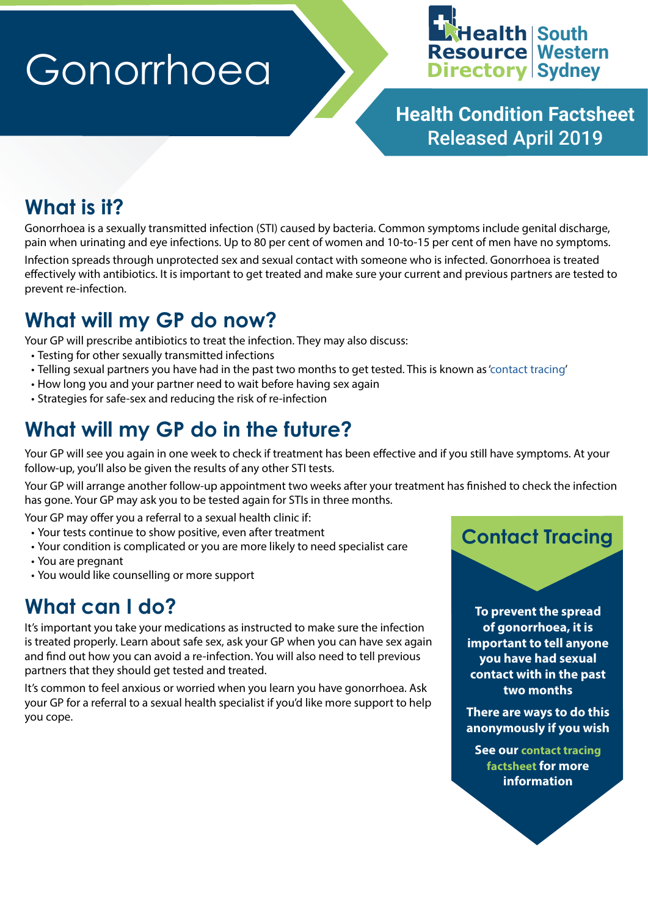# Gonorrhoea

Health Resource Directory | South Western Sydney

**Health Condition Factsheet**
**Released April 2019**

## What is it?

Gonorrhoea is a sexually transmitted infection (STI) caused by bacteria. Common symptoms include genital discharge, pain when urinating and eye infections. Up to 80 per cent of women and 10-to-15 per cent of men have no symptoms.

Infection spreads through unprotected sex and sexual contact with someone who is infected. Gonorrhoea is treated effectively with antibiotics. It is important to get treated and make sure your current and previous partners are tested to prevent re-infection.

## What will my GP do now?

Your GP will prescribe antibiotics to treat the infection. They may also discuss:

- Testing for other sexually transmitted infections
- Telling sexual partners you have had in the past two months to get tested. This is known as 'contact tracing'
- How long you and your partner need to wait before having sex again
- Strategies for safe-sex and reducing the risk of re-infection

## What will my GP do in the future?

Your GP will see you again in one week to check if treatment has been effective and if you still have symptoms. At your follow-up, you'll also be given the results of any other STI tests.

Your GP will arrange another follow-up appointment two weeks after your treatment has finished to check the infection has gone. Your GP may ask you to be tested again for STIs in three months.

Your GP may offer you a referral to a sexual health clinic if:

- Your tests continue to show positive, even after treatment
- Your condition is complicated or you are more likely to need specialist care
- You are pregnant
- You would like counselling or more support

## What can I do?

It's important you take your medications as instructed to make sure the infection is treated properly. Learn about safe sex, ask your GP when you can have sex again and find out how you can avoid a re-infection. You will also need to tell previous partners that they should get tested and treated.

It's common to feel anxious or worried when you learn you have gonorrhoea. Ask your GP for a referral to a sexual health specialist if you'd like more support to help you cope.

## Contact Tracing

**To prevent the spread of gonorrhoea, it is important to tell anyone you have had sexual contact with in the past two months**

**There are ways to do this anonymously if you wish**

**See our contact tracing factsheet for more information**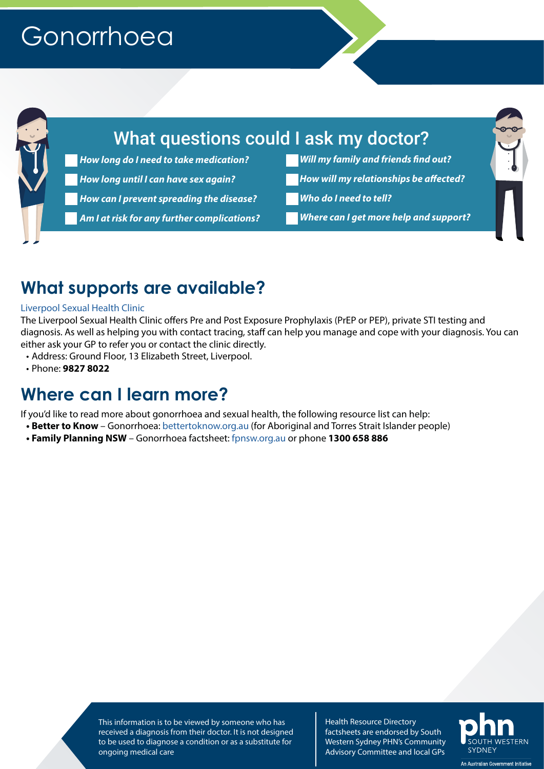# Gonorrhoea

## What questions could I ask my doctor?

- *How long do I need to take medication?*
- *How long until I can have sex again?*
- *How can I prevent spreading the disease?*
- *Am I at risk for any further complications?*
- *Will my family and friends find out?*
- *How will my relationships be affected?*
- *Who do I need to tell?*
- *Where can I get more help and support?*

## What supports are available?

Liverpool Sexual Health Clinic

The Liverpool Sexual Health Clinic offers Pre and Post Exposure Prophylaxis (PrEP or PEP), private STI testing and diagnosis. As well as helping you with contact tracing, staff can help you manage and cope with your diagnosis. You can either ask your GP to refer you or contact the clinic directly.

- Address: Ground Floor, 13 Elizabeth Street, Liverpool.
- Phone: **9827 8022**

## Where can I learn more?

If you'd like to read more about gonorrhoea and sexual health, the following resource list can help:

- **Better to Know** – Gonorrhoea: bettertoknow.org.au (for Aboriginal and Torres Strait Islander people)
- **Family Planning NSW** – Gonorrhoea factsheet: fpnsw.org.au or phone **1300 658 886**

This information is to be viewed by someone who has received a diagnosis from their doctor. It is not designed to be used to diagnose a condition or as a substitute for ongoing medical care

Health Resource Directory factsheets are endorsed by South Western Sydney PHN's Community Advisory Committee and local GPs

phn SOUTH WESTERN SYDNEY

An Australian Government Initiative